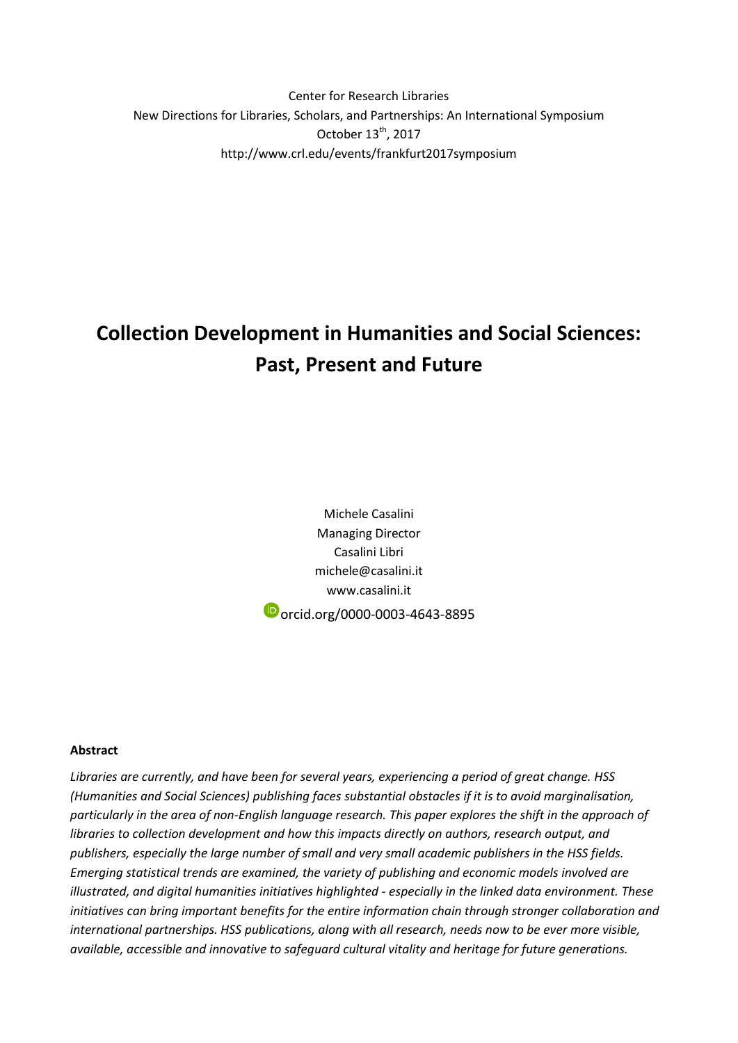Center for Research Libraries
New Directions for Libraries, Scholars, and Partnerships: An International Symposium
October 13th, 2017
http://www.crl.edu/events/frankfurt2017symposium

# Collection Development in Humanities and Social Sciences: Past, Present and Future

Michele Casalini
Managing Director
Casalini Libri
michele@casalini.it
www.casalini.it
orcid.org/0000-0003-4643-8895

**Abstract**

*Libraries are currently, and have been for several years, experiencing a period of great change. HSS (Humanities and Social Sciences) publishing faces substantial obstacles if it is to avoid marginalisation, particularly in the area of non-English language research. This paper explores the shift in the approach of libraries to collection development and how this impacts directly on authors, research output, and publishers, especially the large number of small and very small academic publishers in the HSS fields. Emerging statistical trends are examined, the variety of publishing and economic models involved are illustrated, and digital humanities initiatives highlighted - especially in the linked data environment. These initiatives can bring important benefits for the entire information chain through stronger collaboration and international partnerships. HSS publications, along with all research, needs now to be ever more visible, available, accessible and innovative to safeguard cultural vitality and heritage for future generations.*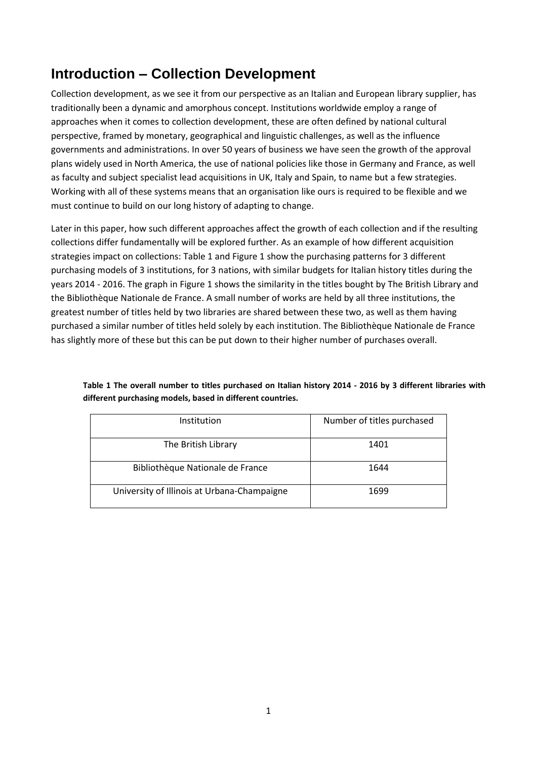# Introduction – Collection Development

Collection development, as we see it from our perspective as an Italian and European library supplier, has traditionally been a dynamic and amorphous concept. Institutions worldwide employ a range of approaches when it comes to collection development, these are often defined by national cultural perspective, framed by monetary, geographical and linguistic challenges, as well as the influence governments and administrations. In over 50 years of business we have seen the growth of the approval plans widely used in North America, the use of national policies like those in Germany and France, as well as faculty and subject specialist lead acquisitions in UK, Italy and Spain, to name but a few strategies. Working with all of these systems means that an organisation like ours is required to be flexible and we must continue to build on our long history of adapting to change.

Later in this paper, how such different approaches affect the growth of each collection and if the resulting collections differ fundamentally will be explored further. As an example of how different acquisition strategies impact on collections: Table 1 and Figure 1 show the purchasing patterns for 3 different purchasing models of 3 institutions, for 3 nations, with similar budgets for Italian history titles during the years 2014 - 2016. The graph in Figure 1 shows the similarity in the titles bought by The British Library and the Bibliothèque Nationale de France. A small number of works are held by all three institutions, the greatest number of titles held by two libraries are shared between these two, as well as them having purchased a similar number of titles held solely by each institution. The Bibliothèque Nationale de France has slightly more of these but this can be put down to their higher number of purchases overall.

**Table 1 The overall number to titles purchased on Italian history 2014 - 2016 by 3 different libraries with different purchasing models, based in different countries.**

| Institution | Number of titles purchased |
|---|---|
| The British Library | 1401 |
| Bibliothèque Nationale de France | 1644 |
| University of Illinois at Urbana-Champaigne | 1699 |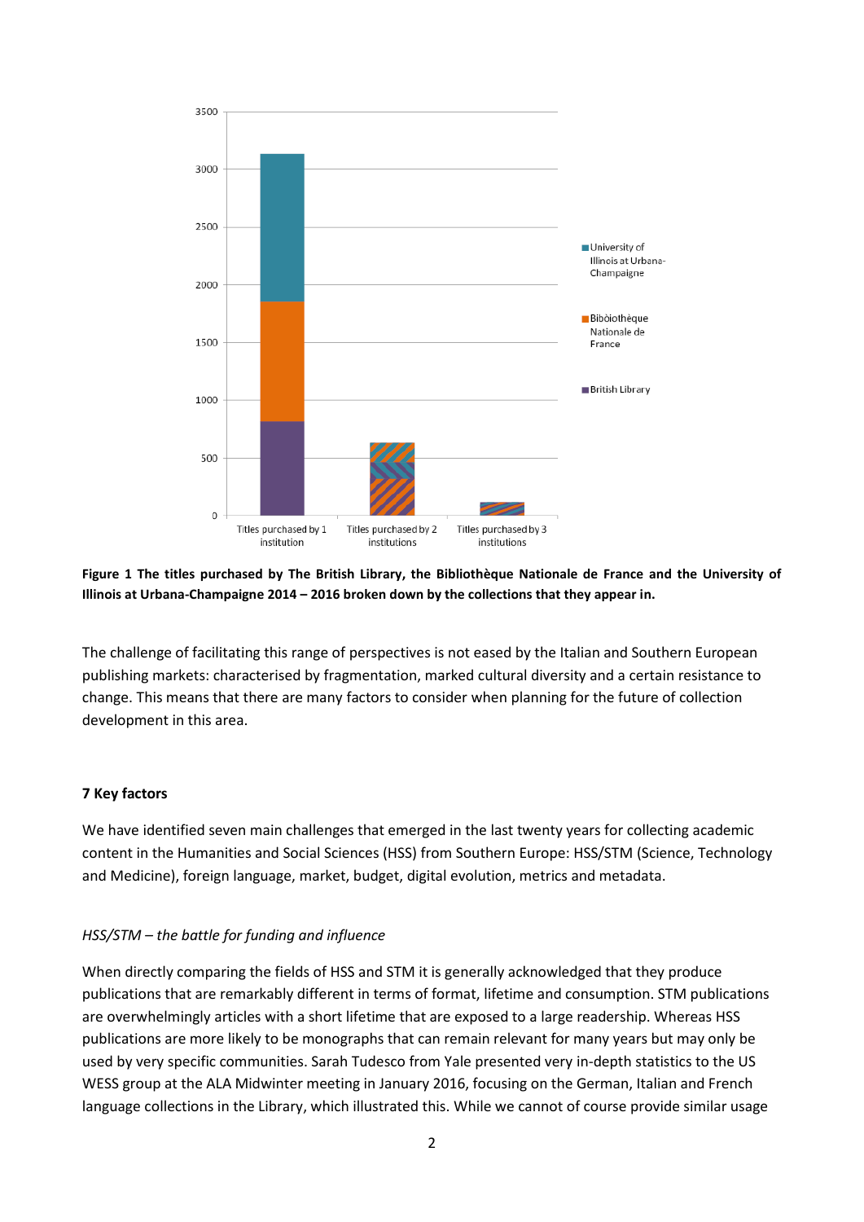**Figure 1 The titles purchased by The British Library, the Bibliothèque Nationale de France and the University of Illinois at Urbana-Champaigne 2014 – 2016 broken down by the collections that they appear in.**

The challenge of facilitating this range of perspectives is not eased by the Italian and Southern European publishing markets: characterised by fragmentation, marked cultural diversity and a certain resistance to change. This means that there are many factors to consider when planning for the future of collection development in this area.

### 7 Key factors

We have identified seven main challenges that emerged in the last twenty years for collecting academic content in the Humanities and Social Sciences (HSS) from Southern Europe: HSS/STM (Science, Technology and Medicine), foreign language, market, budget, digital evolution, metrics and metadata.

#### *HSS/STM – the battle for funding and influence*

When directly comparing the fields of HSS and STM it is generally acknowledged that they produce publications that are remarkably different in terms of format, lifetime and consumption. STM publications are overwhelmingly articles with a short lifetime that are exposed to a large readership. Whereas HSS publications are more likely to be monographs that can remain relevant for many years but may only be used by very specific communities. Sarah Tudesco from Yale presented very in-depth statistics to the US WESS group at the ALA Midwinter meeting in January 2016, focusing on the German, Italian and French language collections in the Library, which illustrated this. While we cannot of course provide similar usage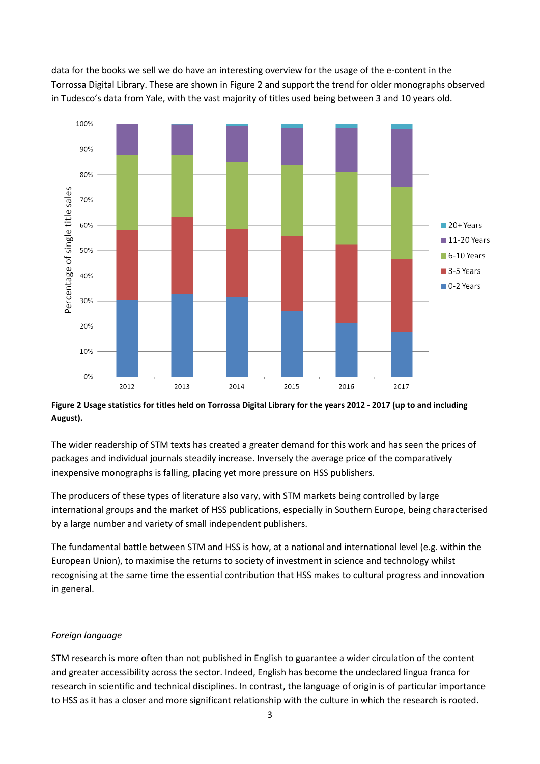data for the books we sell we do have an interesting overview for the usage of the e-content in the Torrossa Digital Library. These are shown in Figure 2 and support the trend for older monographs observed in Tudesco's data from Yale, with the vast majority of titles used being between 3 and 10 years old.

**Figure 2 Usage statistics for titles held on Torrossa Digital Library for the years 2012 - 2017 (up to and including August).**

The wider readership of STM texts has created a greater demand for this work and has seen the prices of packages and individual journals steadily increase. Inversely the average price of the comparatively inexpensive monographs is falling, placing yet more pressure on HSS publishers.

The producers of these types of literature also vary, with STM markets being controlled by large international groups and the market of HSS publications, especially in Southern Europe, being characterised by a large number and variety of small independent publishers.

The fundamental battle between STM and HSS is how, at a national and international level (e.g. within the European Union), to maximise the returns to society of investment in science and technology whilst recognising at the same time the essential contribution that HSS makes to cultural progress and innovation in general.

*Foreign language*

STM research is more often than not published in English to guarantee a wider circulation of the content and greater accessibility across the sector. Indeed, English has become the undeclared lingua franca for research in scientific and technical disciplines. In contrast, the language of origin is of particular importance to HSS as it has a closer and more significant relationship with the culture in which the research is rooted.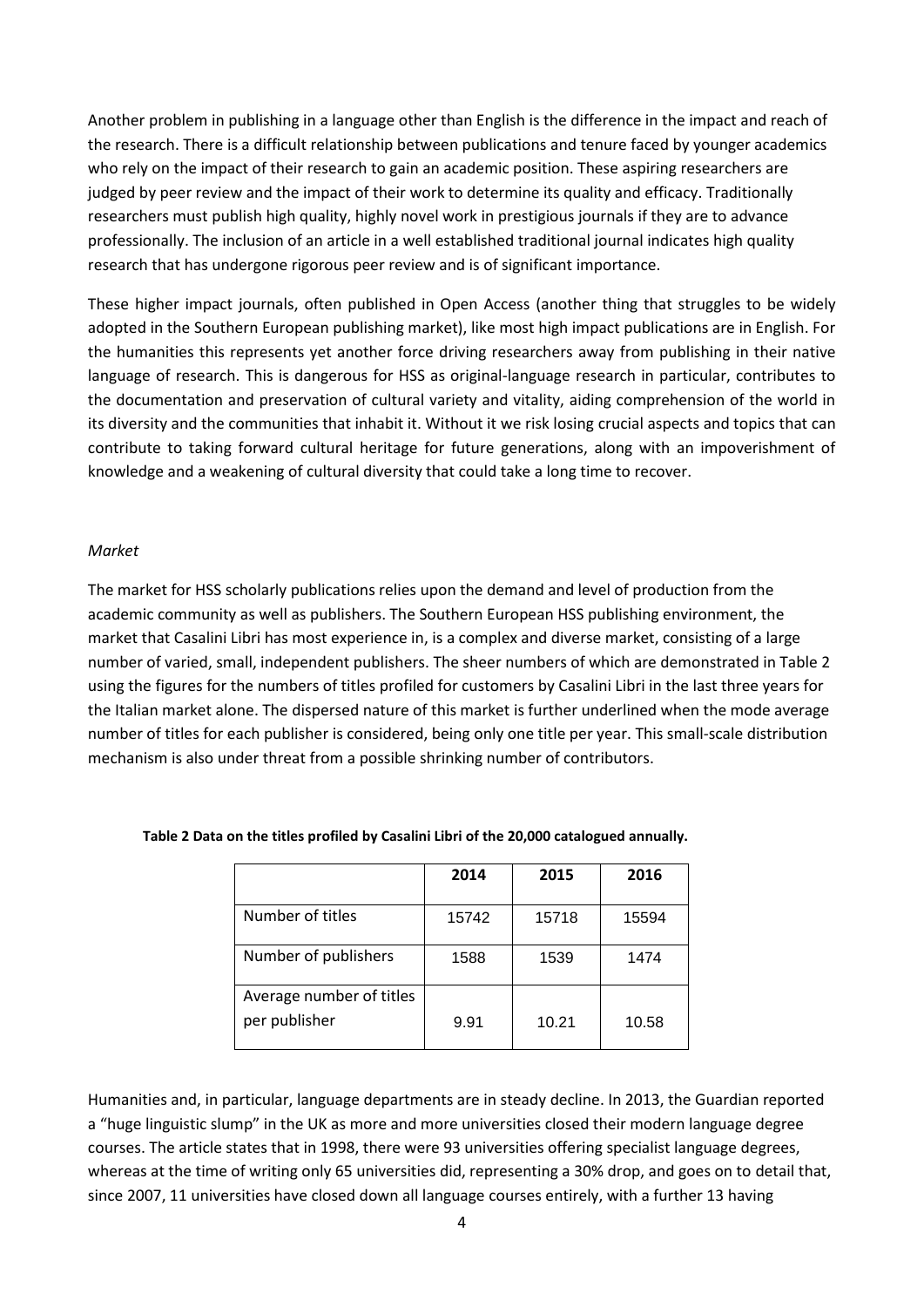Another problem in publishing in a language other than English is the difference in the impact and reach of the research. There is a difficult relationship between publications and tenure faced by younger academics who rely on the impact of their research to gain an academic position. These aspiring researchers are judged by peer review and the impact of their work to determine its quality and efficacy. Traditionally researchers must publish high quality, highly novel work in prestigious journals if they are to advance professionally. The inclusion of an article in a well established traditional journal indicates high quality research that has undergone rigorous peer review and is of significant importance.

These higher impact journals, often published in Open Access (another thing that struggles to be widely adopted in the Southern European publishing market), like most high impact publications are in English. For the humanities this represents yet another force driving researchers away from publishing in their native language of research. This is dangerous for HSS as original-language research in particular, contributes to the documentation and preservation of cultural variety and vitality, aiding comprehension of the world in its diversity and the communities that inhabit it. Without it we risk losing crucial aspects and topics that can contribute to taking forward cultural heritage for future generations, along with an impoverishment of knowledge and a weakening of cultural diversity that could take a long time to recover.

*Market*

The market for HSS scholarly publications relies upon the demand and level of production from the academic community as well as publishers. The Southern European HSS publishing environment, the market that Casalini Libri has most experience in, is a complex and diverse market, consisting of a large number of varied, small, independent publishers. The sheer numbers of which are demonstrated in Table 2 using the figures for the numbers of titles profiled for customers by Casalini Libri in the last three years for the Italian market alone. The dispersed nature of this market is further underlined when the mode average number of titles for each publisher is considered, being only one title per year. This small-scale distribution mechanism is also under threat from a possible shrinking number of contributors.

**Table 2 Data on the titles profiled by Casalini Libri of the 20,000 catalogued annually.**

| | 2014 | 2015 | 2016 |
|---|---|---|---|
| Number of titles | 15742 | 15718 | 15594 |
| Number of publishers | 1588 | 1539 | 1474 |
| Average number of titles per publisher | 9.91 | 10.21 | 10.58 |

Humanities and, in particular, language departments are in steady decline. In 2013, the Guardian reported a "huge linguistic slump" in the UK as more and more universities closed their modern language degree courses. The article states that in 1998, there were 93 universities offering specialist language degrees, whereas at the time of writing only 65 universities did, representing a 30% drop, and goes on to detail that, since 2007, 11 universities have closed down all language courses entirely, with a further 13 having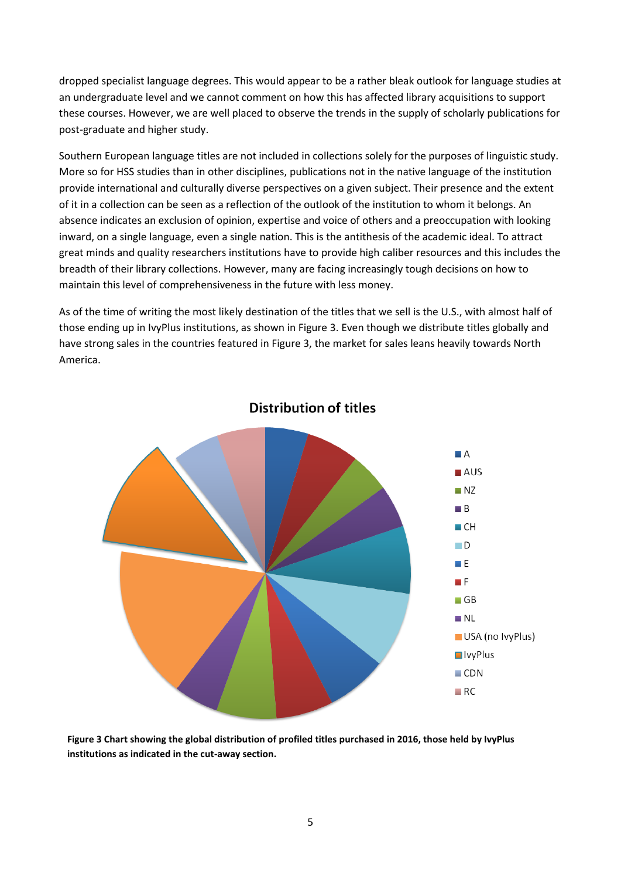dropped specialist language degrees. This would appear to be a rather bleak outlook for language studies at an undergraduate level and we cannot comment on how this has affected library acquisitions to support these courses. However, we are well placed to observe the trends in the supply of scholarly publications for post-graduate and higher study.

Southern European language titles are not included in collections solely for the purposes of linguistic study. More so for HSS studies than in other disciplines, publications not in the native language of the institution provide international and culturally diverse perspectives on a given subject. Their presence and the extent of it in a collection can be seen as a reflection of the outlook of the institution to whom it belongs. An absence indicates an exclusion of opinion, expertise and voice of others and a preoccupation with looking inward, on a single language, even a single nation. This is the antithesis of the academic ideal. To attract great minds and quality researchers institutions have to provide high caliber resources and this includes the breadth of their library collections. However, many are facing increasingly tough decisions on how to maintain this level of comprehensiveness in the future with less money.

As of the time of writing the most likely destination of the titles that we sell is the U.S., with almost half of those ending up in IvyPlus institutions, as shown in Figure 3. Even though we distribute titles globally and have strong sales in the countries featured in Figure 3, the market for sales leans heavily towards North America.

Distribution of titles

A, AUS, NZ, B, CH, D, E, F, GB, NL, USA (no IvyPlus), IvyPlus, CDN, RC

**Figure 3 Chart showing the global distribution of profiled titles purchased in 2016, those held by IvyPlus institutions as indicated in the cut-away section.**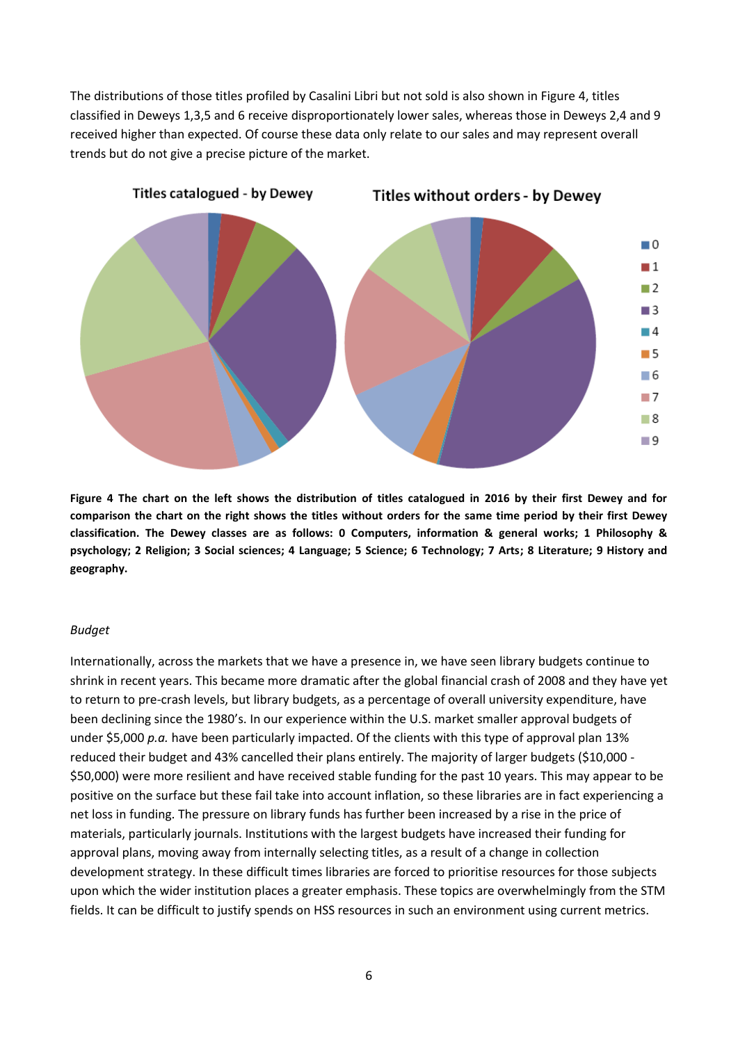The distributions of those titles profiled by Casalini Libri but not sold is also shown in Figure 4, titles classified in Deweys 1,3,5 and 6 receive disproportionately lower sales, whereas those in Deweys 2,4 and 9 received higher than expected. Of course these data only relate to our sales and may represent overall trends but do not give a precise picture of the market.

**Figure 4 The chart on the left shows the distribution of titles catalogued in 2016 by their first Dewey and for comparison the chart on the right shows the titles without orders for the same time period by their first Dewey classification. The Dewey classes are as follows: 0 Computers, information & general works; 1 Philosophy & psychology; 2 Religion; 3 Social sciences; 4 Language; 5 Science; 6 Technology; 7 Arts; 8 Literature; 9 History and geography.**

*Budget*

Internationally, across the markets that we have a presence in, we have seen library budgets continue to shrink in recent years. This became more dramatic after the global financial crash of 2008 and they have yet to return to pre-crash levels, but library budgets, as a percentage of overall university expenditure, have been declining since the 1980's. In our experience within the U.S. market smaller approval budgets of under $5,000 *p.a.* have been particularly impacted. Of the clients with this type of approval plan 13% reduced their budget and 43% cancelled their plans entirely. The majority of larger budgets ($10,000 - $50,000) were more resilient and have received stable funding for the past 10 years. This may appear to be positive on the surface but these fail take into account inflation, so these libraries are in fact experiencing a net loss in funding. The pressure on library funds has further been increased by a rise in the price of materials, particularly journals. Institutions with the largest budgets have increased their funding for approval plans, moving away from internally selecting titles, as a result of a change in collection development strategy. In these difficult times libraries are forced to prioritise resources for those subjects upon which the wider institution places a greater emphasis. These topics are overwhelmingly from the STM fields. It can be difficult to justify spends on HSS resources in such an environment using current metrics.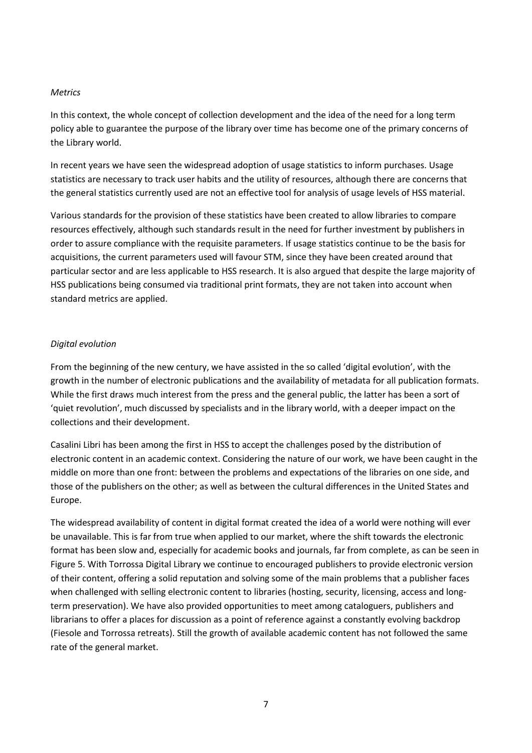*Metrics*

In this context, the whole concept of collection development and the idea of the need for a long term policy able to guarantee the purpose of the library over time has become one of the primary concerns of the Library world.

In recent years we have seen the widespread adoption of usage statistics to inform purchases. Usage statistics are necessary to track user habits and the utility of resources, although there are concerns that the general statistics currently used are not an effective tool for analysis of usage levels of HSS material.

Various standards for the provision of these statistics have been created to allow libraries to compare resources effectively, although such standards result in the need for further investment by publishers in order to assure compliance with the requisite parameters. If usage statistics continue to be the basis for acquisitions, the current parameters used will favour STM, since they have been created around that particular sector and are less applicable to HSS research. It is also argued that despite the large majority of HSS publications being consumed via traditional print formats, they are not taken into account when standard metrics are applied.

*Digital evolution*

From the beginning of the new century, we have assisted in the so called 'digital evolution', with the growth in the number of electronic publications and the availability of metadata for all publication formats. While the first draws much interest from the press and the general public, the latter has been a sort of 'quiet revolution', much discussed by specialists and in the library world, with a deeper impact on the collections and their development.

Casalini Libri has been among the first in HSS to accept the challenges posed by the distribution of electronic content in an academic context. Considering the nature of our work, we have been caught in the middle on more than one front: between the problems and expectations of the libraries on one side, and those of the publishers on the other; as well as between the cultural differences in the United States and Europe.

The widespread availability of content in digital format created the idea of a world were nothing will ever be unavailable. This is far from true when applied to our market, where the shift towards the electronic format has been slow and, especially for academic books and journals, far from complete, as can be seen in Figure 5. With Torrossa Digital Library we continue to encouraged publishers to provide electronic version of their content, offering a solid reputation and solving some of the main problems that a publisher faces when challenged with selling electronic content to libraries (hosting, security, licensing, access and long-term preservation). We have also provided opportunities to meet among cataloguers, publishers and librarians to offer a places for discussion as a point of reference against a constantly evolving backdrop (Fiesole and Torrossa retreats). Still the growth of available academic content has not followed the same rate of the general market.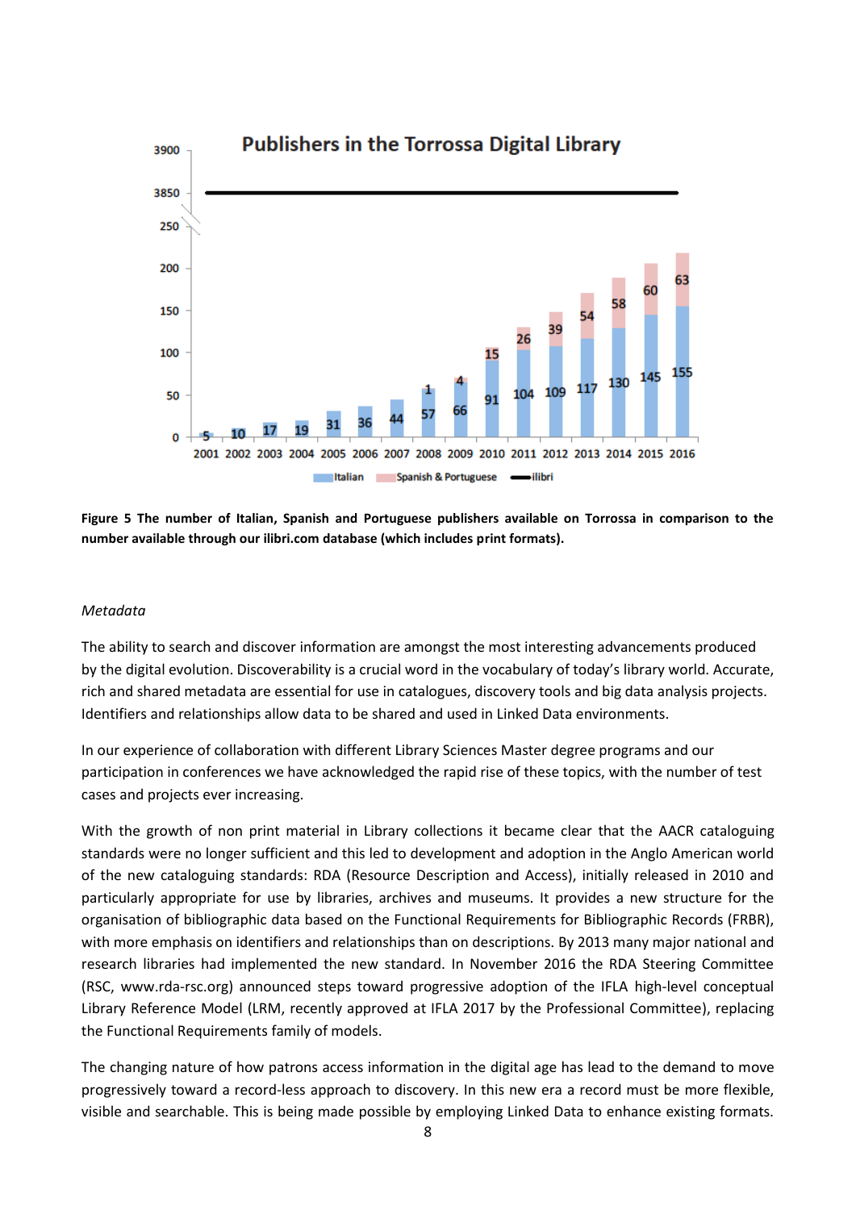Figure 5 The number of Italian, Spanish and Portuguese publishers available on Torrossa in comparison to the number available through our ilibri.com database (which includes print formats).

*Metadata*

The ability to search and discover information are amongst the most interesting advancements produced by the digital evolution. Discoverability is a crucial word in the vocabulary of today's library world. Accurate, rich and shared metadata are essential for use in catalogues, discovery tools and big data analysis projects. Identifiers and relationships allow data to be shared and used in Linked Data environments.

In our experience of collaboration with different Library Sciences Master degree programs and our participation in conferences we have acknowledged the rapid rise of these topics, with the number of test cases and projects ever increasing.

With the growth of non print material in Library collections it became clear that the AACR cataloguing standards were no longer sufficient and this led to development and adoption in the Anglo American world of the new cataloguing standards: RDA (Resource Description and Access), initially released in 2010 and particularly appropriate for use by libraries, archives and museums. It provides a new structure for the organisation of bibliographic data based on the Functional Requirements for Bibliographic Records (FRBR), with more emphasis on identifiers and relationships than on descriptions. By 2013 many major national and research libraries had implemented the new standard. In November 2016 the RDA Steering Committee (RSC, www.rda-rsc.org) announced steps toward progressive adoption of the IFLA high-level conceptual Library Reference Model (LRM, recently approved at IFLA 2017 by the Professional Committee), replacing the Functional Requirements family of models.

The changing nature of how patrons access information in the digital age has lead to the demand to move progressively toward a record-less approach to discovery. In this new era a record must be more flexible, visible and searchable. This is being made possible by employing Linked Data to enhance existing formats.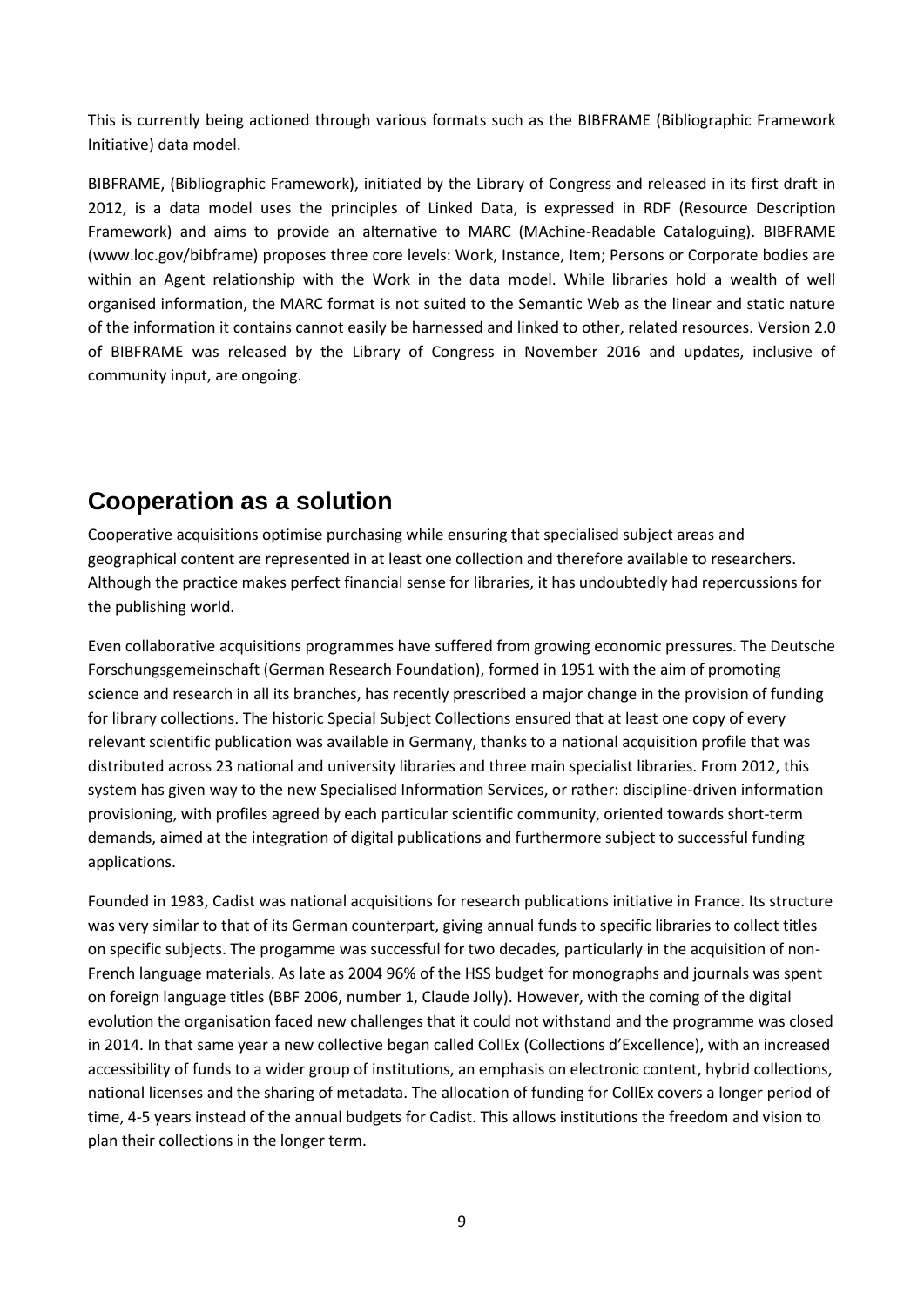This is currently being actioned through various formats such as the BIBFRAME (Bibliographic Framework Initiative) data model.

BIBFRAME, (Bibliographic Framework), initiated by the Library of Congress and released in its first draft in 2012, is a data model uses the principles of Linked Data, is expressed in RDF (Resource Description Framework) and aims to provide an alternative to MARC (MAchine-Readable Cataloguing). BIBFRAME (www.loc.gov/bibframe) proposes three core levels: Work, Instance, Item; Persons or Corporate bodies are within an Agent relationship with the Work in the data model. While libraries hold a wealth of well organised information, the MARC format is not suited to the Semantic Web as the linear and static nature of the information it contains cannot easily be harnessed and linked to other, related resources. Version 2.0 of BIBFRAME was released by the Library of Congress in November 2016 and updates, inclusive of community input, are ongoing.

## Cooperation as a solution

Cooperative acquisitions optimise purchasing while ensuring that specialised subject areas and geographical content are represented in at least one collection and therefore available to researchers. Although the practice makes perfect financial sense for libraries, it has undoubtedly had repercussions for the publishing world.

Even collaborative acquisitions programmes have suffered from growing economic pressures. The Deutsche Forschungsgemeinschaft (German Research Foundation), formed in 1951 with the aim of promoting science and research in all its branches, has recently prescribed a major change in the provision of funding for library collections. The historic Special Subject Collections ensured that at least one copy of every relevant scientific publication was available in Germany, thanks to a national acquisition profile that was distributed across 23 national and university libraries and three main specialist libraries. From 2012, this system has given way to the new Specialised Information Services, or rather: discipline-driven information provisioning, with profiles agreed by each particular scientific community, oriented towards short-term demands, aimed at the integration of digital publications and furthermore subject to successful funding applications.

Founded in 1983, Cadist was national acquisitions for research publications initiative in France. Its structure was very similar to that of its German counterpart, giving annual funds to specific libraries to collect titles on specific subjects. The progamme was successful for two decades, particularly in the acquisition of non-French language materials. As late as 2004 96% of the HSS budget for monographs and journals was spent on foreign language titles (BBF 2006, number 1, Claude Jolly). However, with the coming of the digital evolution the organisation faced new challenges that it could not withstand and the programme was closed in 2014. In that same year a new collective began called CollEx (Collections d'Excellence), with an increased accessibility of funds to a wider group of institutions, an emphasis on electronic content, hybrid collections, national licenses and the sharing of metadata. The allocation of funding for CollEx covers a longer period of time, 4-5 years instead of the annual budgets for Cadist. This allows institutions the freedom and vision to plan their collections in the longer term.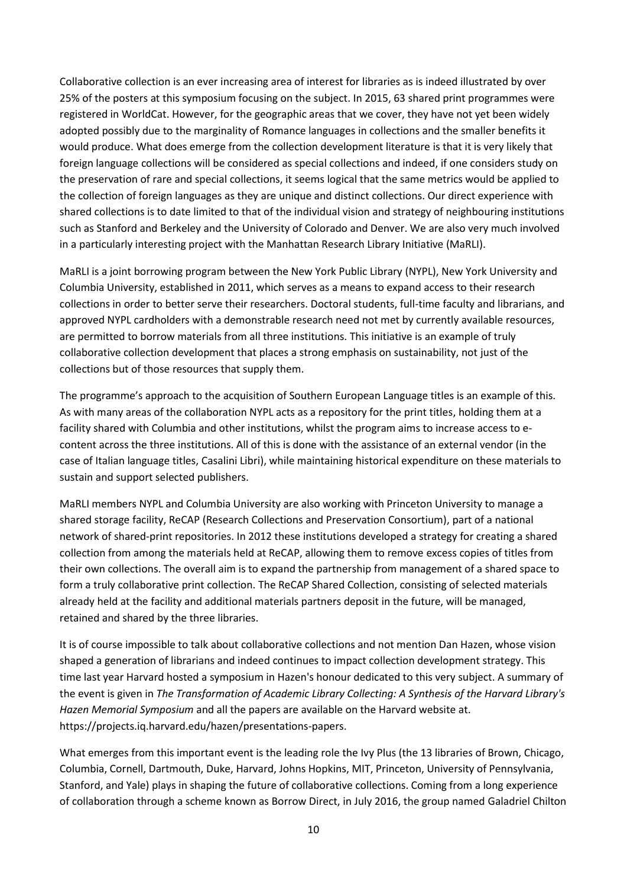Collaborative collection is an ever increasing area of interest for libraries as is indeed illustrated by over 25% of the posters at this symposium focusing on the subject. In 2015, 63 shared print programmes were registered in WorldCat. However, for the geographic areas that we cover, they have not yet been widely adopted possibly due to the marginality of Romance languages in collections and the smaller benefits it would produce. What does emerge from the collection development literature is that it is very likely that foreign language collections will be considered as special collections and indeed, if one considers study on the preservation of rare and special collections, it seems logical that the same metrics would be applied to the collection of foreign languages as they are unique and distinct collections. Our direct experience with shared collections is to date limited to that of the individual vision and strategy of neighbouring institutions such as Stanford and Berkeley and the University of Colorado and Denver. We are also very much involved in a particularly interesting project with the Manhattan Research Library Initiative (MaRLI).

MaRLI is a joint borrowing program between the New York Public Library (NYPL), New York University and Columbia University, established in 2011, which serves as a means to expand access to their research collections in order to better serve their researchers. Doctoral students, full-time faculty and librarians, and approved NYPL cardholders with a demonstrable research need not met by currently available resources, are permitted to borrow materials from all three institutions. This initiative is an example of truly collaborative collection development that places a strong emphasis on sustainability, not just of the collections but of those resources that supply them.

The programme's approach to the acquisition of Southern European Language titles is an example of this. As with many areas of the collaboration NYPL acts as a repository for the print titles, holding them at a facility shared with Columbia and other institutions, whilst the program aims to increase access to e-content across the three institutions. All of this is done with the assistance of an external vendor (in the case of Italian language titles, Casalini Libri), while maintaining historical expenditure on these materials to sustain and support selected publishers.

MaRLI members NYPL and Columbia University are also working with Princeton University to manage a shared storage facility, ReCAP (Research Collections and Preservation Consortium), part of a national network of shared-print repositories. In 2012 these institutions developed a strategy for creating a shared collection from among the materials held at ReCAP, allowing them to remove excess copies of titles from their own collections. The overall aim is to expand the partnership from management of a shared space to form a truly collaborative print collection. The ReCAP Shared Collection, consisting of selected materials already held at the facility and additional materials partners deposit in the future, will be managed, retained and shared by the three libraries.

It is of course impossible to talk about collaborative collections and not mention Dan Hazen, whose vision shaped a generation of librarians and indeed continues to impact collection development strategy. This time last year Harvard hosted a symposium in Hazen's honour dedicated to this very subject. A summary of the event is given in *The Transformation of Academic Library Collecting: A Synthesis of the Harvard Library's Hazen Memorial Symposium* and all the papers are available on the Harvard website at. https://projects.iq.harvard.edu/hazen/presentations-papers.

What emerges from this important event is the leading role the Ivy Plus (the 13 libraries of Brown, Chicago, Columbia, Cornell, Dartmouth, Duke, Harvard, Johns Hopkins, MIT, Princeton, University of Pennsylvania, Stanford, and Yale) plays in shaping the future of collaborative collections. Coming from a long experience of collaboration through a scheme known as Borrow Direct, in July 2016, the group named Galadriel Chilton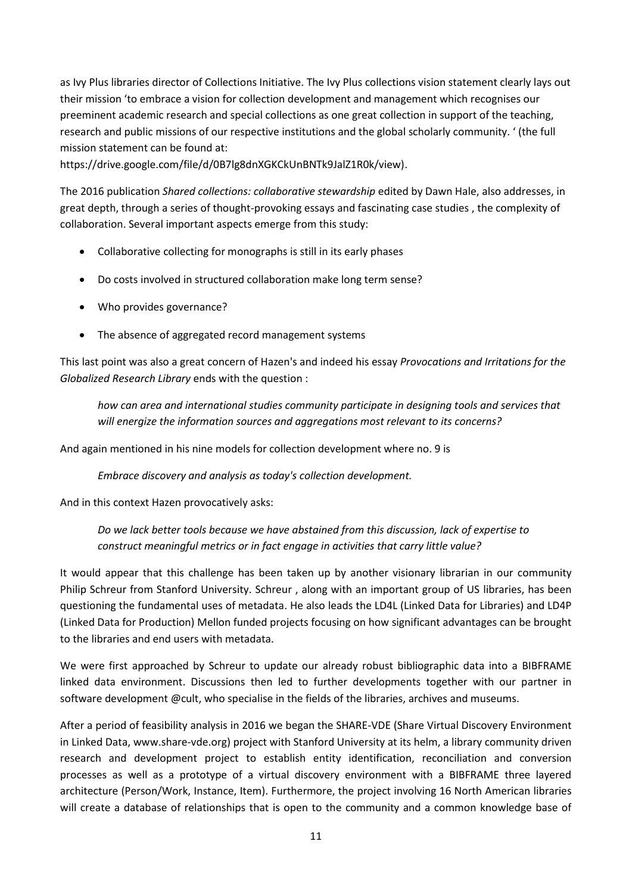as Ivy Plus libraries director of Collections Initiative. The Ivy Plus collections vision statement clearly lays out their mission 'to embrace a vision for collection development and management which recognises our preeminent academic research and special collections as one great collection in support of the teaching, research and public missions of our respective institutions and the global scholarly community. ' (the full mission statement can be found at: https://drive.google.com/file/d/0B7lg8dnXGKCkUnBNTk9JalZ1R0k/view).

The 2016 publication *Shared collections: collaborative stewardship* edited by Dawn Hale, also addresses, in great depth, through a series of thought-provoking essays and fascinating case studies , the complexity of collaboration. Several important aspects emerge from this study:

- Collaborative collecting for monographs is still in its early phases
- Do costs involved in structured collaboration make long term sense?
- Who provides governance?
- The absence of aggregated record management systems

This last point was also a great concern of Hazen's and indeed his essay *Provocations and Irritations for the Globalized Research Library* ends with the question :

> *how can area and international studies community participate in designing tools and services that will energize the information sources and aggregations most relevant to its concerns?*

And again mentioned in his nine models for collection development where no. 9 is

> *Embrace discovery and analysis as today's collection development.*

And in this context Hazen provocatively asks:

> *Do we lack better tools because we have abstained from this discussion, lack of expertise to construct meaningful metrics or in fact engage in activities that carry little value?*

It would appear that this challenge has been taken up by another visionary librarian in our community Philip Schreur from Stanford University. Schreur , along with an important group of US libraries, has been questioning the fundamental uses of metadata. He also leads the LD4L (Linked Data for Libraries) and LD4P (Linked Data for Production) Mellon funded projects focusing on how significant advantages can be brought to the libraries and end users with metadata.

We were first approached by Schreur to update our already robust bibliographic data into a BIBFRAME linked data environment. Discussions then led to further developments together with our partner in software development @cult, who specialise in the fields of the libraries, archives and museums.

After a period of feasibility analysis in 2016 we began the SHARE-VDE (Share Virtual Discovery Environment in Linked Data, www.share-vde.org) project with Stanford University at its helm, a library community driven research and development project to establish entity identification, reconciliation and conversion processes as well as a prototype of a virtual discovery environment with a BIBFRAME three layered architecture (Person/Work, Instance, Item). Furthermore, the project involving 16 North American libraries will create a database of relationships that is open to the community and a common knowledge base of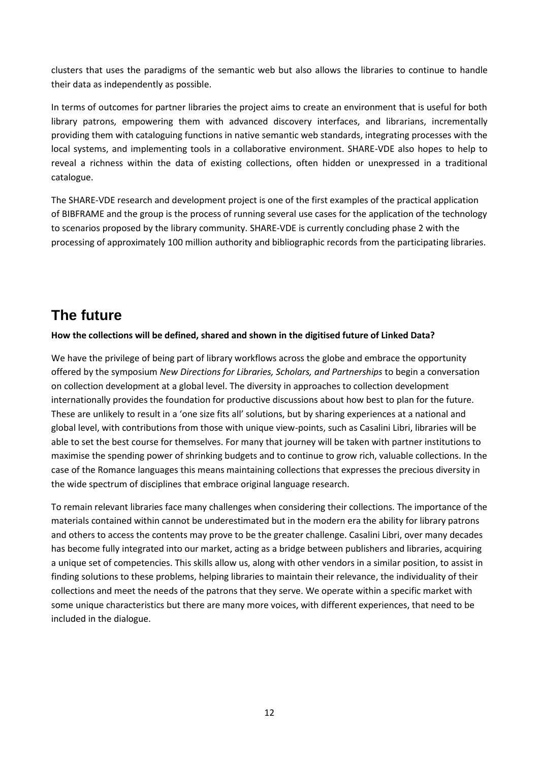clusters that uses the paradigms of the semantic web but also allows the libraries to continue to handle their data as independently as possible.

In terms of outcomes for partner libraries the project aims to create an environment that is useful for both library patrons, empowering them with advanced discovery interfaces, and librarians, incrementally providing them with cataloguing functions in native semantic web standards, integrating processes with the local systems, and implementing tools in a collaborative environment. SHARE-VDE also hopes to help to reveal a richness within the data of existing collections, often hidden or unexpressed in a traditional catalogue.

The SHARE-VDE research and development project is one of the first examples of the practical application of BIBFRAME and the group is the process of running several use cases for the application of the technology to scenarios proposed by the library community. SHARE-VDE is currently concluding phase 2 with the processing of approximately 100 million authority and bibliographic records from the participating libraries.

# The future

**How the collections will be defined, shared and shown in the digitised future of Linked Data?**

We have the privilege of being part of library workflows across the globe and embrace the opportunity offered by the symposium *New Directions for Libraries, Scholars, and Partnerships* to begin a conversation on collection development at a global level. The diversity in approaches to collection development internationally provides the foundation for productive discussions about how best to plan for the future. These are unlikely to result in a 'one size fits all' solutions, but by sharing experiences at a national and global level, with contributions from those with unique view-points, such as Casalini Libri, libraries will be able to set the best course for themselves. For many that journey will be taken with partner institutions to maximise the spending power of shrinking budgets and to continue to grow rich, valuable collections. In the case of the Romance languages this means maintaining collections that expresses the precious diversity in the wide spectrum of disciplines that embrace original language research.

To remain relevant libraries face many challenges when considering their collections. The importance of the materials contained within cannot be underestimated but in the modern era the ability for library patrons and others to access the contents may prove to be the greater challenge. Casalini Libri, over many decades has become fully integrated into our market, acting as a bridge between publishers and libraries, acquiring a unique set of competencies. This skills allow us, along with other vendors in a similar position, to assist in finding solutions to these problems, helping libraries to maintain their relevance, the individuality of their collections and meet the needs of the patrons that they serve. We operate within a specific market with some unique characteristics but there are many more voices, with different experiences, that need to be included in the dialogue.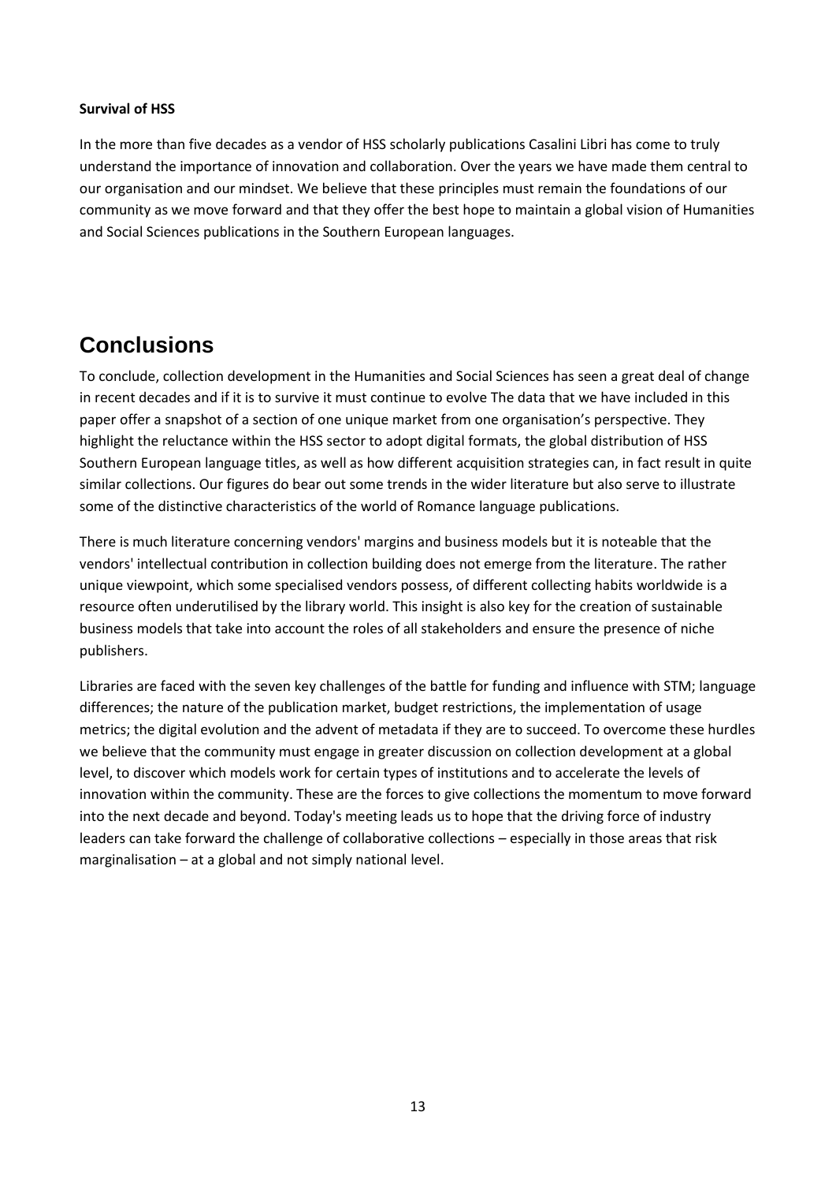**Survival of HSS**

In the more than five decades as a vendor of HSS scholarly publications Casalini Libri has come to truly understand the importance of innovation and collaboration. Over the years we have made them central to our organisation and our mindset. We believe that these principles must remain the foundations of our community as we move forward and that they offer the best hope to maintain a global vision of Humanities and Social Sciences publications in the Southern European languages.

# Conclusions

To conclude, collection development in the Humanities and Social Sciences has seen a great deal of change in recent decades and if it is to survive it must continue to evolve The data that we have included in this paper offer a snapshot of a section of one unique market from one organisation's perspective. They highlight the reluctance within the HSS sector to adopt digital formats, the global distribution of HSS Southern European language titles, as well as how different acquisition strategies can, in fact result in quite similar collections. Our figures do bear out some trends in the wider literature but also serve to illustrate some of the distinctive characteristics of the world of Romance language publications.

There is much literature concerning vendors' margins and business models but it is noteable that the vendors' intellectual contribution in collection building does not emerge from the literature. The rather unique viewpoint, which some specialised vendors possess, of different collecting habits worldwide is a resource often underutilised by the library world. This insight is also key for the creation of sustainable business models that take into account the roles of all stakeholders and ensure the presence of niche publishers.

Libraries are faced with the seven key challenges of the battle for funding and influence with STM; language differences; the nature of the publication market, budget restrictions, the implementation of usage metrics; the digital evolution and the advent of metadata if they are to succeed. To overcome these hurdles we believe that the community must engage in greater discussion on collection development at a global level, to discover which models work for certain types of institutions and to accelerate the levels of innovation within the community. These are the forces to give collections the momentum to move forward into the next decade and beyond. Today's meeting leads us to hope that the driving force of industry leaders can take forward the challenge of collaborative collections – especially in those areas that risk marginalisation – at a global and not simply national level.